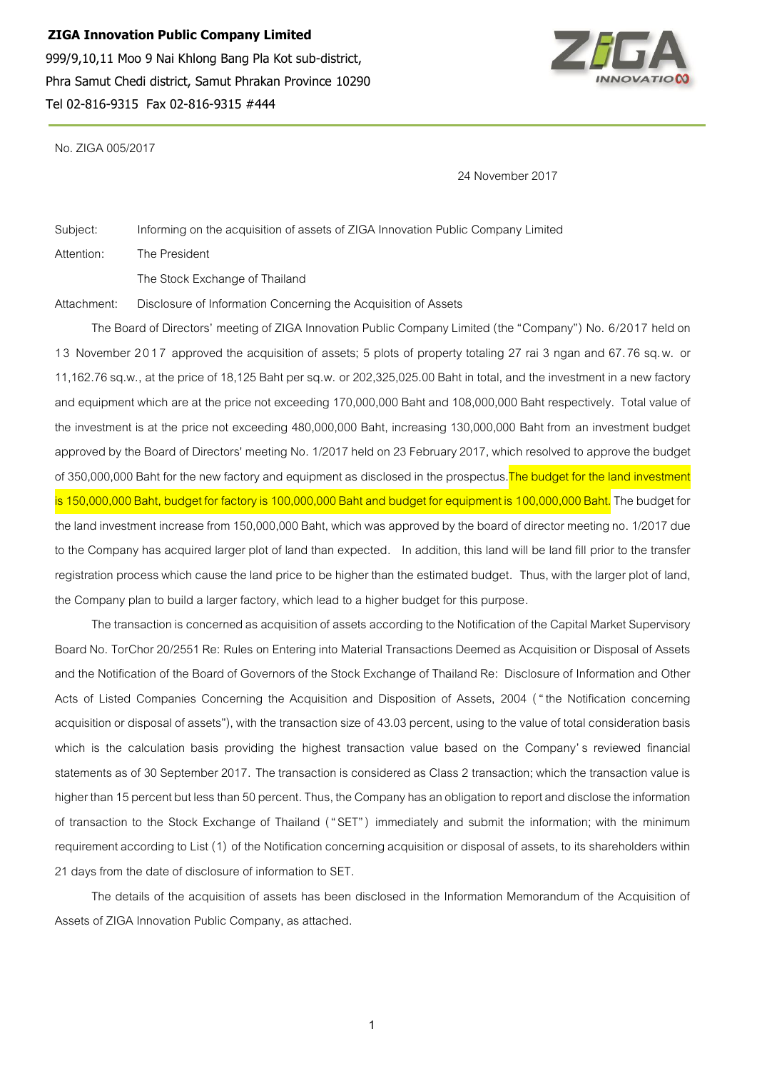**ZIGA Innovation Public Company Limited**

999/9,10,11 Moo 9 Nai Khlong Bang Pla Kot sub-district,

Phra Samut Chedi district, Samut Phrakan Province 10290

Tel 02-816-9315 Fax 02-816-9315 #444

No. ZIGA 005/2017

24 November 2017

Subject: Informing on the acquisition of assets of ZIGA Innovation Public Company Limited

Attention: The President

The Stock Exchange of Thailand

Attachment: Disclosure of Information Concerning the Acquisition of Assets

The Board of Directors' meeting of ZIGA Innovation Public Company Limited (the "Company") No. 6/2017 held on 13 November 2017 approved the acquisition of assets; 5 plots of property totaling 27 rai 3 ngan and 67.76 sq.w. or 11,162.76 sq.w., at the price of 18,125 Baht per sq.w. or 202,325,025.00 Baht in total, and the investment in a new factory and equipment which are at the price not exceeding 170,000,000 Baht and 108,000,000 Baht respectively. Total value of the investment is at the price not exceeding 480,000,000 Baht, increasing 130,000,000 Baht from an investment budget approved by the Board of Directors' meeting No. 1/2017 held on 23 February 2017, which resolved to approve the budget of 350,000,000 Baht for the new factory and equipment as disclosed in the prospectus. The budget for the land investment is 150,000,000 Baht, budget for factory is 100,000,000 Baht and budget for equipment is 100,000,000 Baht. The budget for the land investment increase from 150,000,000 Baht, which was approved by the board of director meeting no. 1/2017 due to the Company has acquired larger plot of land than expected. In addition, this land will be land fill prior to the transfer registration process which cause the land price to be higher than the estimated budget. Thus, with the larger plot of land, the Company plan to build a larger factory, which lead to a higher budget for this purpose.

The transaction is concerned as acquisition of assets according to the Notification of the Capital Market Supervisory Board No. TorChor 20/2551 Re: Rules on Entering into Material Transactions Deemed as Acquisition or Disposal of Assets and the Notification of the Board of Governors of the Stock Exchange of Thailand Re: Disclosure of Information and Other Acts of Listed Companies Concerning the Acquisition and Disposition of Assets, 2004 ("the Notification concerning acquisition or disposal of assets"), with the transaction size of 43.03 percent, using to the value of total consideration basis which is the calculation basis providing the highest transaction value based on the Company's reviewed financial statements as of 30 September 2017. The transaction is considered as Class 2 transaction; which the transaction value is higher than 15 percent but less than 50 percent. Thus, the Company has an obligation to report and disclose the information of transaction to the Stock Exchange of Thailand ("SET") immediately and submit the information; with the minimum requirement according to List (1) of the Notification concerning acquisition or disposal of assets, to its shareholders within 21 days from the date of disclosure of information to SET.

The details of the acquisition of assets has been disclosed in the Information Memorandum of the Acquisition of Assets of ZIGA Innovation Public Company, as attached.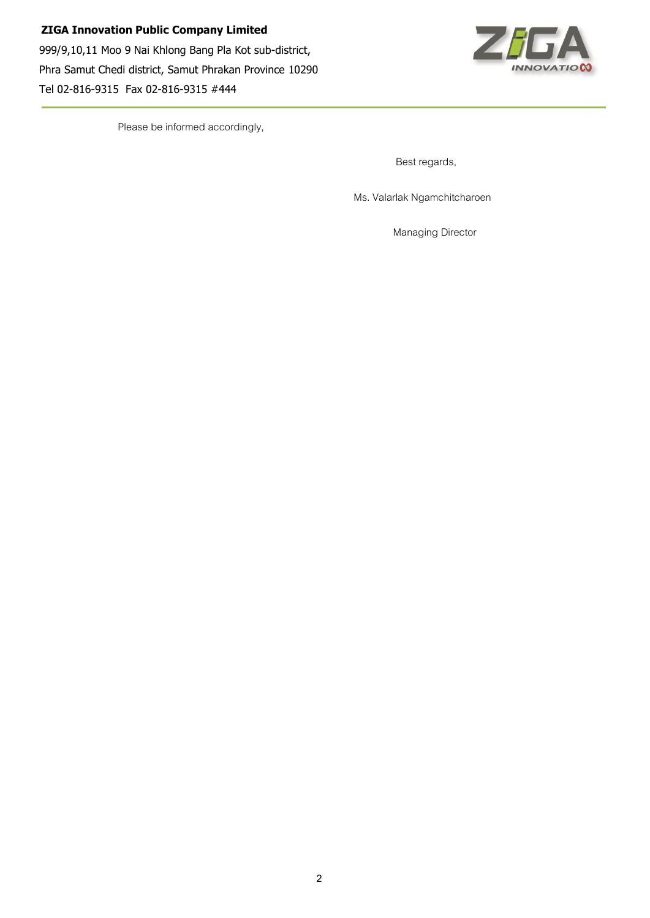**ZIGA Innovation Public Company Limited**

999/9,10,11 Moo 9 Nai Khlong Bang Pla Kot sub-district,

Phra Samut Chedi district, Samut Phrakan Province 10290

Tel 02-816-9315 Fax 02-816-9315 #444

Please be informed accordingly,

Best regards,

Ms. Valarlak Ngamchitcharoen

Managing Director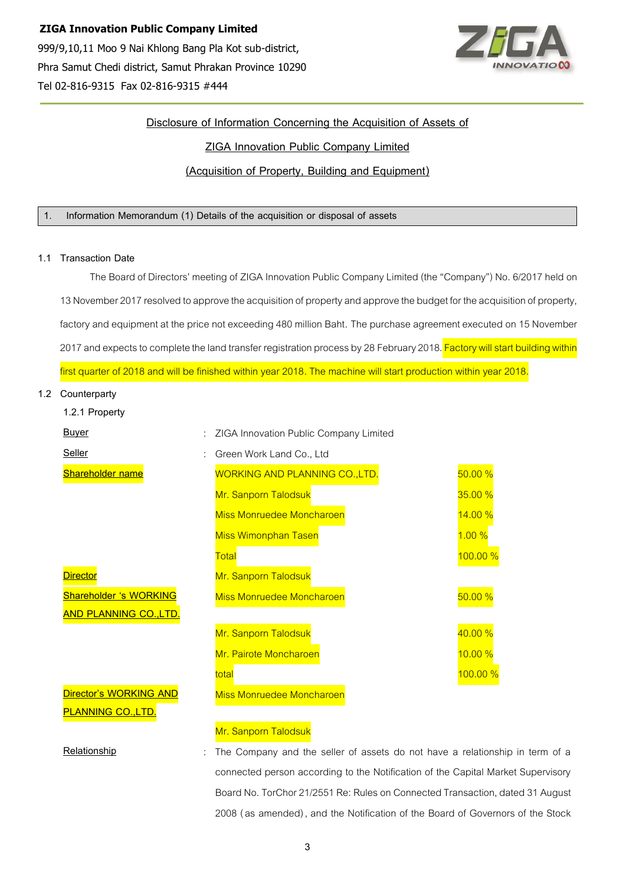**ZIGA Innovation Public Company Limited**

999/9,10,11 Moo 9 Nai Khlong Bang Pla Kot sub-district,

Phra Samut Chedi district, Samut Phrakan Province 10290

Tel 02-816-9315 Fax 02-816-9315 #444

Disclosure of Information Concerning the Acquisition of Assets of

ZIGA Innovation Public Company Limited

(Acquisition of Property, Building and Equipment)

## 1. Information Memorandum (1) Details of the acquisition or disposal of assets

### 1.1 Transaction Date

The Board of Directors' meeting of ZIGA Innovation Public Company Limited (the "Company") No. 6/2017 held on 13 November 2017 resolved to approve the acquisition of property and approve the budget for the acquisition of property, factory and equipment at the price not exceeding 480 million Baht. The purchase agreement executed on 15 November 2017 and expects to complete the land transfer registration process by 28 February 2018. Factory will start building within first quarter of 2018 and will be finished within year 2018. The machine will start production within year 2018.

### 1.2 Counterparty

1.2.1 Property

| | | | |
|---|---|---|---|
| Buyer | : | ZIGA Innovation Public Company Limited | |
| Seller | : | Green Work Land Co., Ltd | |
| Shareholder name | | WORKING AND PLANNING CO.,LTD. | 50.00 % |
| | | Mr. Sanporn Talodsuk | 35.00 % |
| | | Miss Monruedee Moncharoen | 14.00 % |
| | | Miss Wimonphan Tasen | 1.00 % |
| | | Total | 100.00 % |
| Director | | Mr. Sanporn Talodsuk | |
| Shareholder 's WORKING AND PLANNING CO.,LTD. | | Miss Monruedee Moncharoen | 50.00 % |
| | | Mr. Sanporn Talodsuk | 40.00 % |
| | | Mr. Pairote Moncharoen | 10.00 % |
| | | total | 100.00 % |
| Director's WORKING AND PLANNING CO.,LTD. | | Miss Monruedee Moncharoen | |
| | | Mr. Sanporn Talodsuk | |
| Relationship | : | The Company and the seller of assets do not have a relationship in term of a connected person according to the Notification of the Capital Market Supervisory Board No. TorChor 21/2551 Re: Rules on Connected Transaction, dated 31 August 2008 (as amended), and the Notification of the Board of Governors of the Stock | |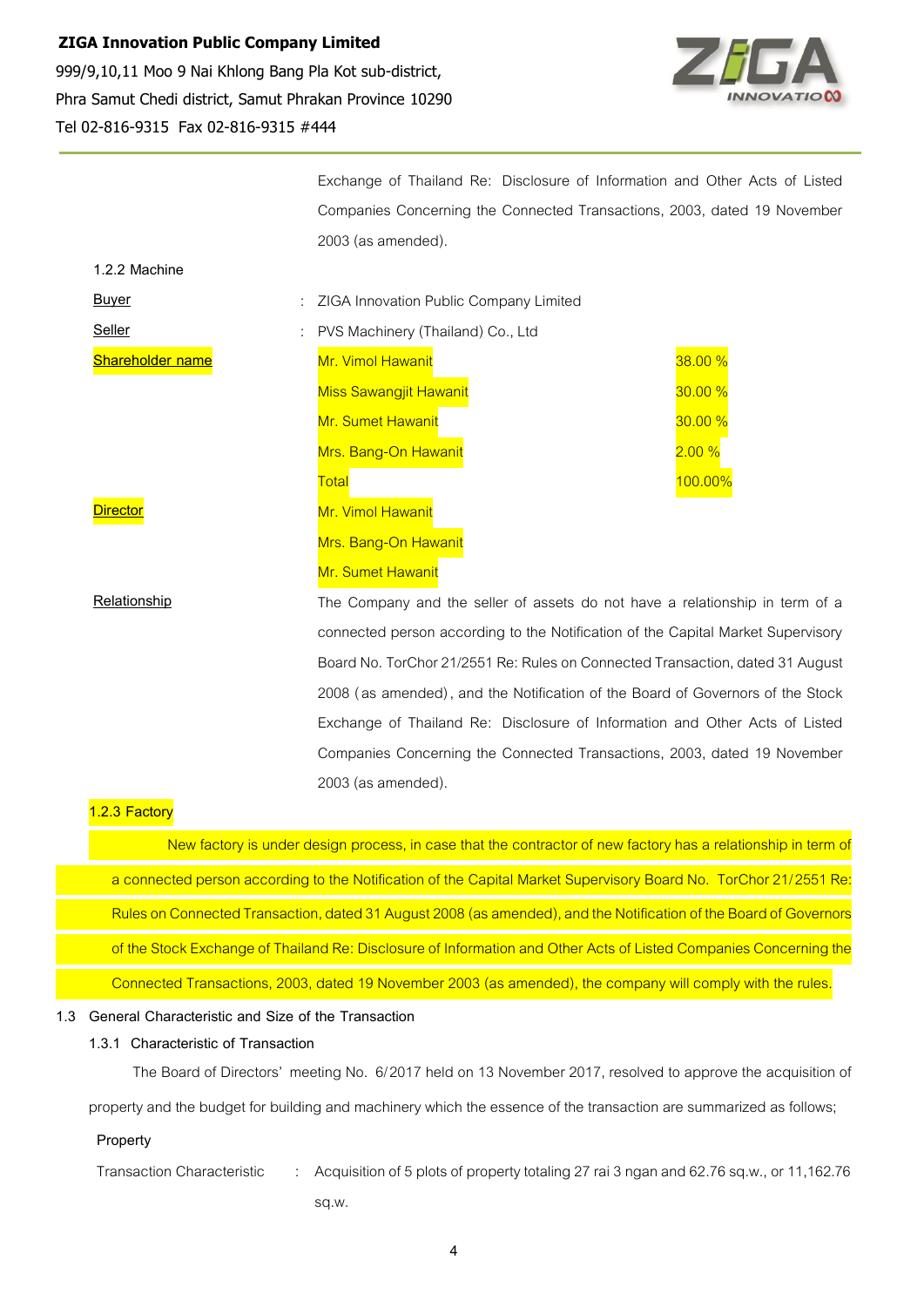Exchange of Thailand Re: Disclosure of Information and Other Acts of Listed Companies Concerning the Connected Transactions, 2003, dated 19 November 2003 (as amended).

1.2.2 Machine

| | | | |
|---|---|---|---|
| Buyer | : | ZIGA Innovation Public Company Limited | |
| Seller | : | PVS Machinery (Thailand) Co., Ltd | |
| Shareholder name | | Mr. Vimol Hawanit | 38.00 % |
| | | Miss Sawangjit Hawanit | 30.00 % |
| | | Mr. Sumet Hawanit | 30.00 % |
| | | Mrs. Bang-On Hawanit | 2.00 % |
| | | Total | 100.00% |
| Director | | Mr. Vimol Hawanit | |
| | | Mrs. Bang-On Hawanit | |
| | | Mr. Sumet Hawanit | |
| Relationship | | The Company and the seller of assets do not have a relationship in term of a connected person according to the Notification of the Capital Market Supervisory Board No. TorChor 21/2551 Re: Rules on Connected Transaction, dated 31 August 2008 (as amended), and the Notification of the Board of Governors of the Stock Exchange of Thailand Re: Disclosure of Information and Other Acts of Listed Companies Concerning the Connected Transactions, 2003, dated 19 November 2003 (as amended). | |

1.2.3 Factory

New factory is under design process, in case that the contractor of new factory has a relationship in term of a connected person according to the Notification of the Capital Market Supervisory Board No. TorChor 21/2551 Re: Rules on Connected Transaction, dated 31 August 2008 (as amended), and the Notification of the Board of Governors of the Stock Exchange of Thailand Re: Disclosure of Information and Other Acts of Listed Companies Concerning the Connected Transactions, 2003, dated 19 November 2003 (as amended), the company will comply with the rules.

1.3 General Characteristic and Size of the Transaction

1.3.1 Characteristic of Transaction

The Board of Directors' meeting No. 6/2017 held on 13 November 2017, resolved to approve the acquisition of property and the budget for building and machinery which the essence of the transaction are summarized as follows;

Property

Transaction Characteristic : Acquisition of 5 plots of property totaling 27 rai 3 ngan and 62.76 sq.w., or 11,162.76 sq.w.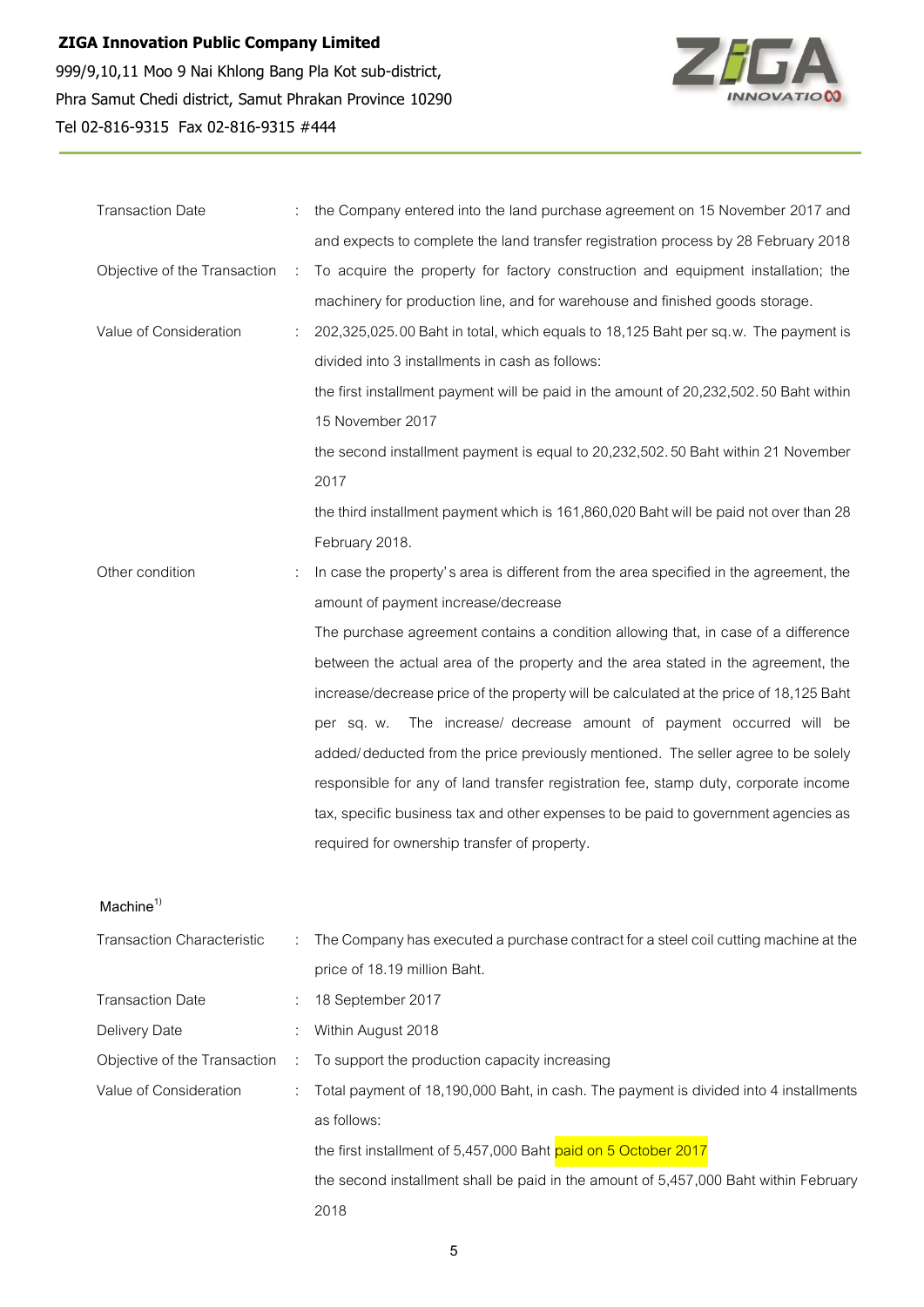| | | |
|---|---|---|
| Transaction Date | : | the Company entered into the land purchase agreement on 15 November 2017 and and expects to complete the land transfer registration process by 28 February 2018 |
| Objective of the Transaction | : | To acquire the property for factory construction and equipment installation; the machinery for production line, and for warehouse and finished goods storage. |
| Value of Consideration | : | 202,325,025.00 Baht in total, which equals to 18,125 Baht per sq.w. The payment is divided into 3 installments in cash as follows:<br>the first installment payment will be paid in the amount of 20,232,502.50 Baht within 15 November 2017<br>the second installment payment is equal to 20,232,502.50 Baht within 21 November 2017<br>the third installment payment which is 161,860,020 Baht will be paid not over than 28 February 2018. |
| Other condition | : | In case the property's area is different from the area specified in the agreement, the amount of payment increase/decrease<br>The purchase agreement contains a condition allowing that, in case of a difference between the actual area of the property and the area stated in the agreement, the increase/decrease price of the property will be calculated at the price of 18,125 Baht per sq. w. The increase/ decrease amount of payment occurred will be added/deducted from the price previously mentioned. The seller agree to be solely responsible for any of land transfer registration fee, stamp duty, corporate income tax, specific business tax and other expenses to be paid to government agencies as required for ownership transfer of property. |

Machine[1)]

| | | |
|---|---|---|
| Transaction Characteristic | : | The Company has executed a purchase contract for a steel coil cutting machine at the price of 18.19 million Baht. |
| Transaction Date | : | 18 September 2017 |
| Delivery Date | : | Within August 2018 |
| Objective of the Transaction | : | To support the production capacity increasing |
| Value of Consideration | : | Total payment of 18,190,000 Baht, in cash. The payment is divided into 4 installments as follows:<br>the first installment of 5,457,000 Baht paid on 5 October 2017<br>the second installment shall be paid in the amount of 5,457,000 Baht within February 2018 |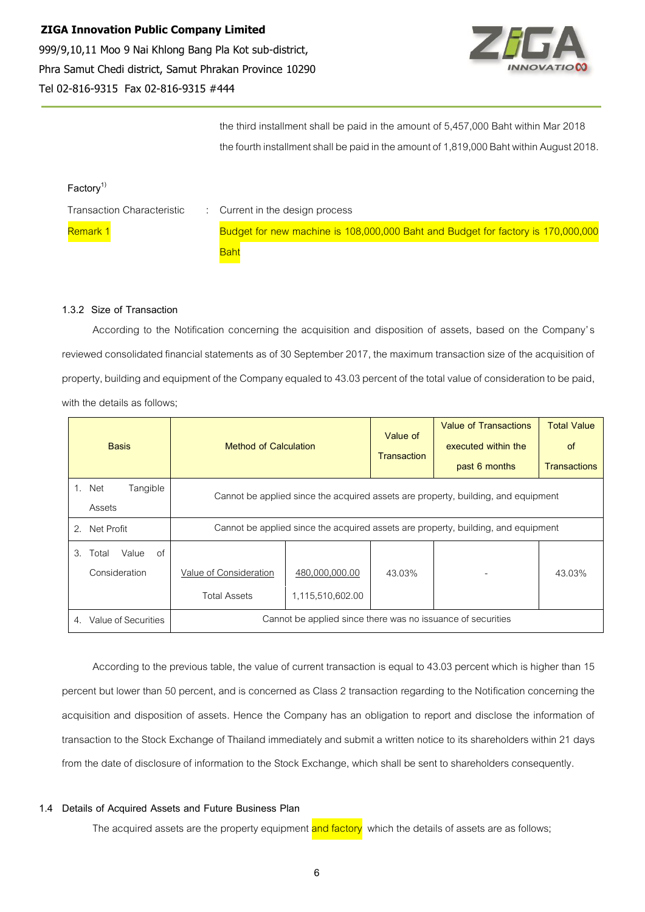the third installment shall be paid in the amount of 5,457,000 Baht within Mar 2018

the fourth installment shall be paid in the amount of 1,819,000 Baht within August 2018.

Factory[1)]

Transaction Characteristic : Current in the design process

Remark 1 Budget for new machine is 108,000,000 Baht and Budget for factory is 170,000,000 Baht

### 1.3.2 Size of Transaction

According to the Notification concerning the acquisition and disposition of assets, based on the Company's reviewed consolidated financial statements as of 30 September 2017, the maximum transaction size of the acquisition of property, building and equipment of the Company equaled to 43.03 percent of the total value of consideration to be paid, with the details as follows;

| Basis | Method of Calculation | | Value of Transaction | Value of Transactions executed within the past 6 months | Total Value of Transactions |
|---|---|---|---|---|---|
| 1. Net Tangible Assets | Cannot be applied since the acquired assets are property, building, and equipment | | | | |
| 2. Net Profit | Cannot be applied since the acquired assets are property, building, and equipment | | | | |
| 3. Total Value of Consideration | Value of Consideration / Total Assets | 480,000,000.00 / 1,115,510,602.00 | 43.03% | - | 43.03% |
| 4. Value of Securities | Cannot be applied since there was no issuance of securities | | | | |

According to the previous table, the value of current transaction is equal to 43.03 percent which is higher than 15 percent but lower than 50 percent, and is concerned as Class 2 transaction regarding to the Notification concerning the acquisition and disposition of assets. Hence the Company has an obligation to report and disclose the information of transaction to the Stock Exchange of Thailand immediately and submit a written notice to its shareholders within 21 days from the date of disclosure of information to the Stock Exchange, which shall be sent to shareholders consequently.

## 1.4 Details of Acquired Assets and Future Business Plan

The acquired assets are the property equipment and factory which the details of assets are as follows;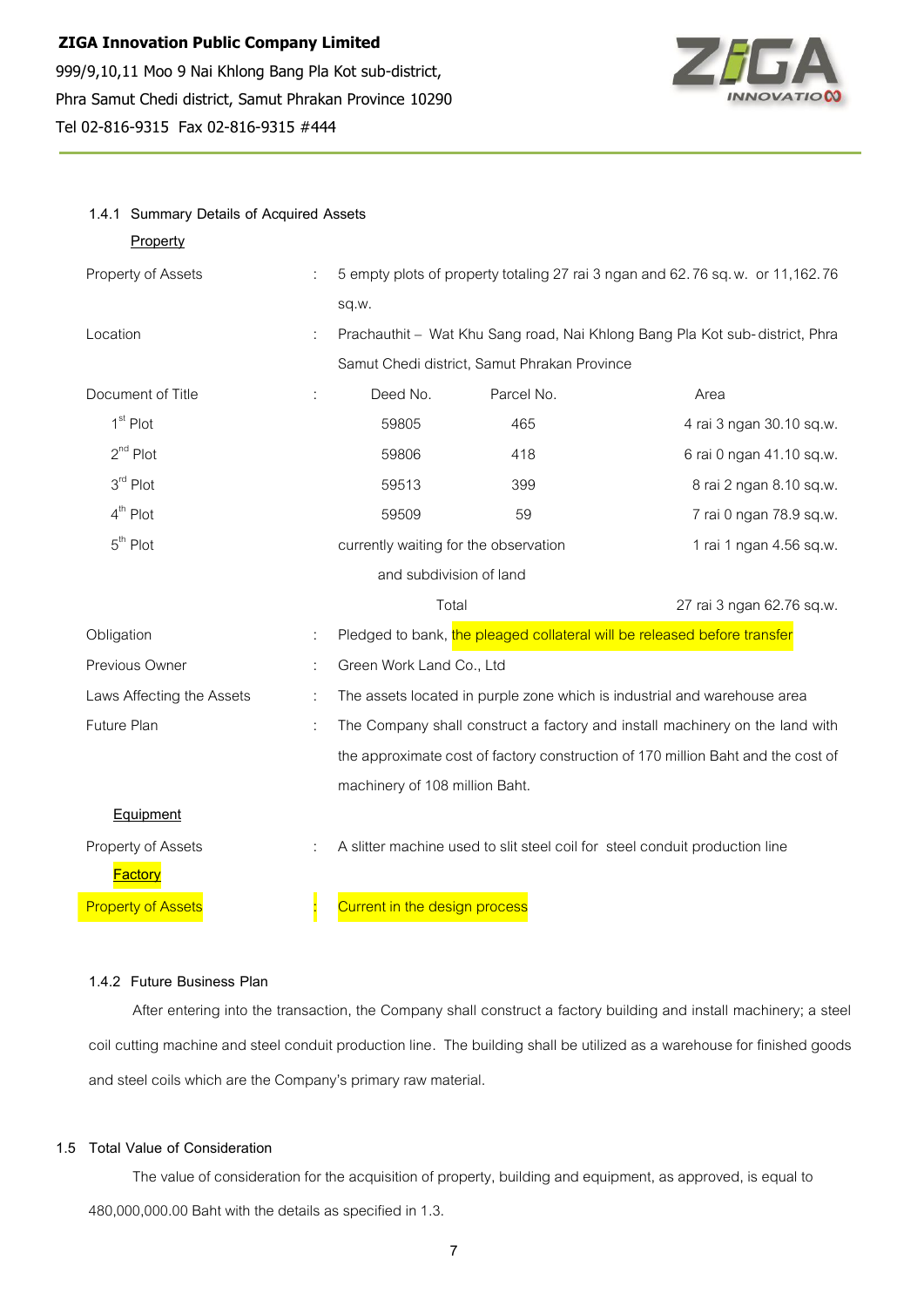**ZIGA Innovation Public Company Limited**
999/9,10,11 Moo 9 Nai Khlong Bang Pla Kot sub-district,
Phra Samut Chedi district, Samut Phrakan Province 10290
Tel 02-816-9315 Fax 02-816-9315 #444

1.4.1 Summary Details of Acquired Assets

Property

| | | | | |
|---|---|---|---|---|
| Property of Assets | : | 5 empty plots of property totaling 27 rai 3 ngan and 62.76 sq.w. or 11,162.76 sq.w. | | |
| Location | : | Prachauthit – Wat Khu Sang road, Nai Khlong Bang Pla Kot sub-district, Phra Samut Chedi district, Samut Phrakan Province | | |
| Document of Title | : | Deed No. | Parcel No. | Area |
| 1st Plot | | 59805 | 465 | 4 rai 3 ngan 30.10 sq.w. |
| 2nd Plot | | 59806 | 418 | 6 rai 0 ngan 41.10 sq.w. |
| 3rd Plot | | 59513 | 399 | 8 rai 2 ngan 8.10 sq.w. |
| 4th Plot | | 59509 | 59 | 7 rai 0 ngan 78.9 sq.w. |
| 5th Plot | | currently waiting for the observation and subdivision of land | | 1 rai 1 ngan 4.56 sq.w. |
| | | Total | | 27 rai 3 ngan 62.76 sq.w. |
| Obligation | : | Pledged to bank, the pleaged collateral will be released before transfer | | |
| Previous Owner | : | Green Work Land Co., Ltd | | |
| Laws Affecting the Assets | : | The assets located in purple zone which is industrial and warehouse area | | |
| Future Plan | : | The Company shall construct a factory and install machinery on the land with the approximate cost of factory construction of 170 million Baht and the cost of machinery of 108 million Baht. | | |

Equipment

| | | |
|---|---|---|
| Property of Assets | : | A slitter machine used to slit steel coil for steel conduit production line |

Factory

| | | |
|---|---|---|
| Property of Assets | : | Current in the design process |

1.4.2 Future Business Plan

After entering into the transaction, the Company shall construct a factory building and install machinery; a steel coil cutting machine and steel conduit production line. The building shall be utilized as a warehouse for finished goods and steel coils which are the Company's primary raw material.

1.5 Total Value of Consideration

The value of consideration for the acquisition of property, building and equipment, as approved, is equal to 480,000,000.00 Baht with the details as specified in 1.3.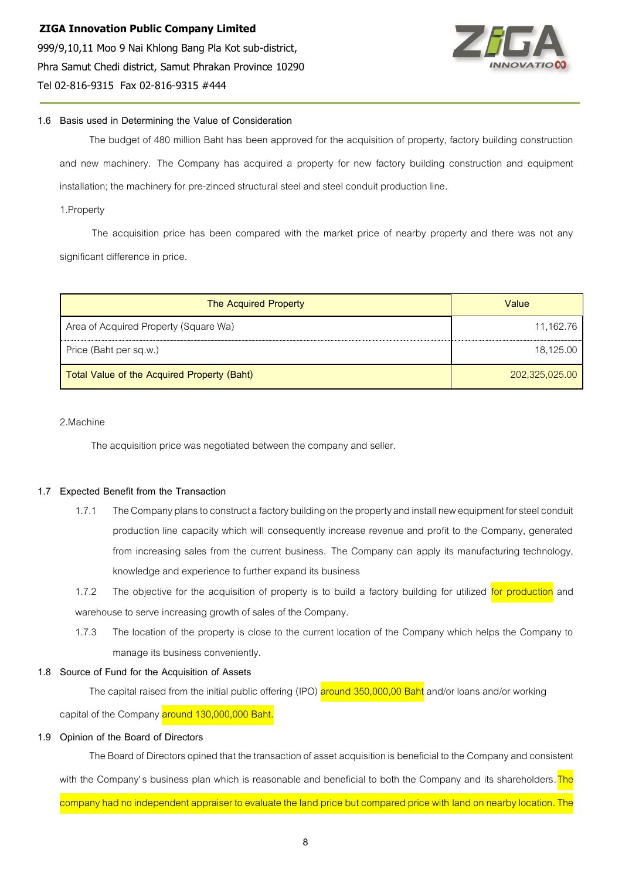**ZIGA Innovation Public Company Limited**
999/9,10,11 Moo 9 Nai Khlong Bang Pla Kot sub-district,
Phra Samut Chedi district, Samut Phrakan Province 10290
Tel 02-816-9315 Fax 02-816-9315 #444

**1.6 Basis used in Determining the Value of Consideration**

The budget of 480 million Baht has been approved for the acquisition of property, factory building construction and new machinery. The Company has acquired a property for new factory building construction and equipment installation; the machinery for pre-zinced structural steel and steel conduit production line.

1.Property

The acquisition price has been compared with the market price of nearby property and there was not any significant difference in price.

| The Acquired Property | Value |
|---|---|
| Area of Acquired Property (Square Wa) | 11,162.76 |
| Price (Baht per sq.w.) | 18,125.00 |
| Total Value of the Acquired Property (Baht) | 202,325,025.00 |

2.Machine

The acquisition price was negotiated between the company and seller.

**1.7 Expected Benefit from the Transaction**

1.7.1 The Company plans to construct a factory building on the property and install new equipment for steel conduit production line capacity which will consequently increase revenue and profit to the Company, generated from increasing sales from the current business. The Company can apply its manufacturing technology, knowledge and experience to further expand its business

1.7.2 The objective for the acquisition of property is to build a factory building for utilized for production and warehouse to serve increasing growth of sales of the Company.

1.7.3 The location of the property is close to the current location of the Company which helps the Company to manage its business conveniently.

**1.8 Source of Fund for the Acquisition of Assets**

The capital raised from the initial public offering (IPO) around 350,000,00 Baht and/or loans and/or working capital of the Company around 130,000,000 Baht.

**1.9 Opinion of the Board of Directors**

The Board of Directors opined that the transaction of asset acquisition is beneficial to the Company and consistent with the Company's business plan which is reasonable and beneficial to both the Company and its shareholders. The company had no independent appraiser to evaluate the land price but compared price with land on nearby location. The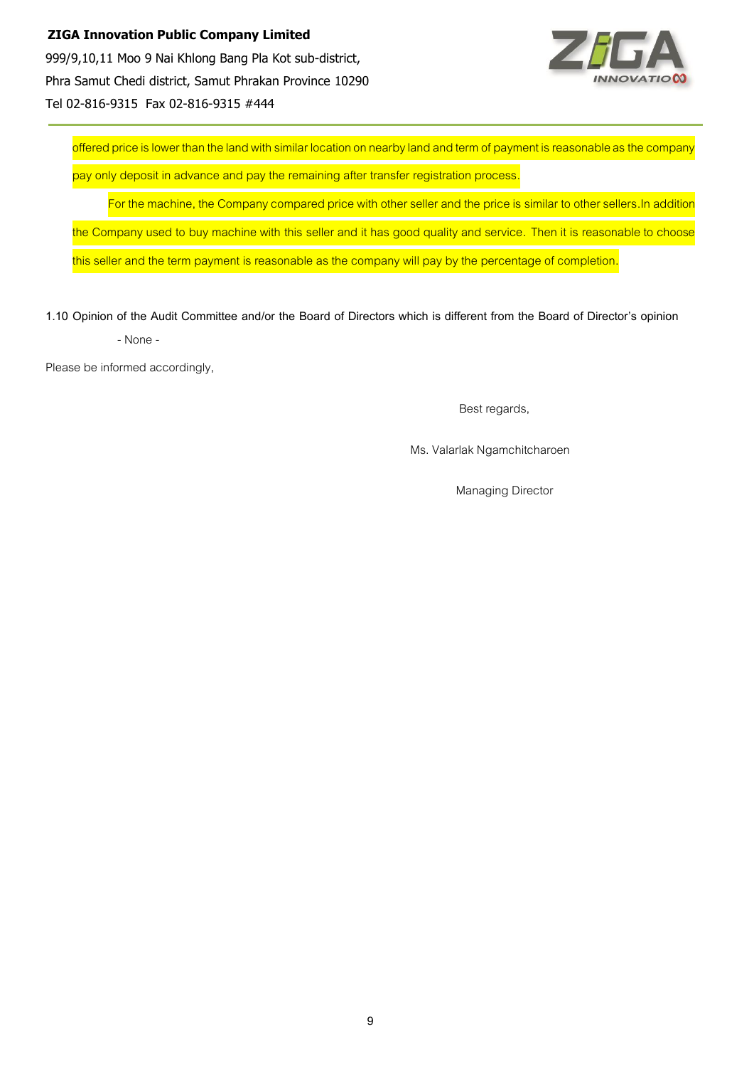offered price is lower than the land with similar location on nearby land and term of payment is reasonable as the company pay only deposit in advance and pay the remaining after transfer registration process.

For the machine, the Company compared price with other seller and the price is similar to other sellers.In addition the Company used to buy machine with this seller and it has good quality and service. Then it is reasonable to choose this seller and the term payment is reasonable as the company will pay by the percentage of completion.

1.10 Opinion of the Audit Committee and/or the Board of Directors which is different from the Board of Director's opinion

- None -

Please be informed accordingly,

Best regards,

Ms. Valarlak Ngamchitcharoen

Managing Director